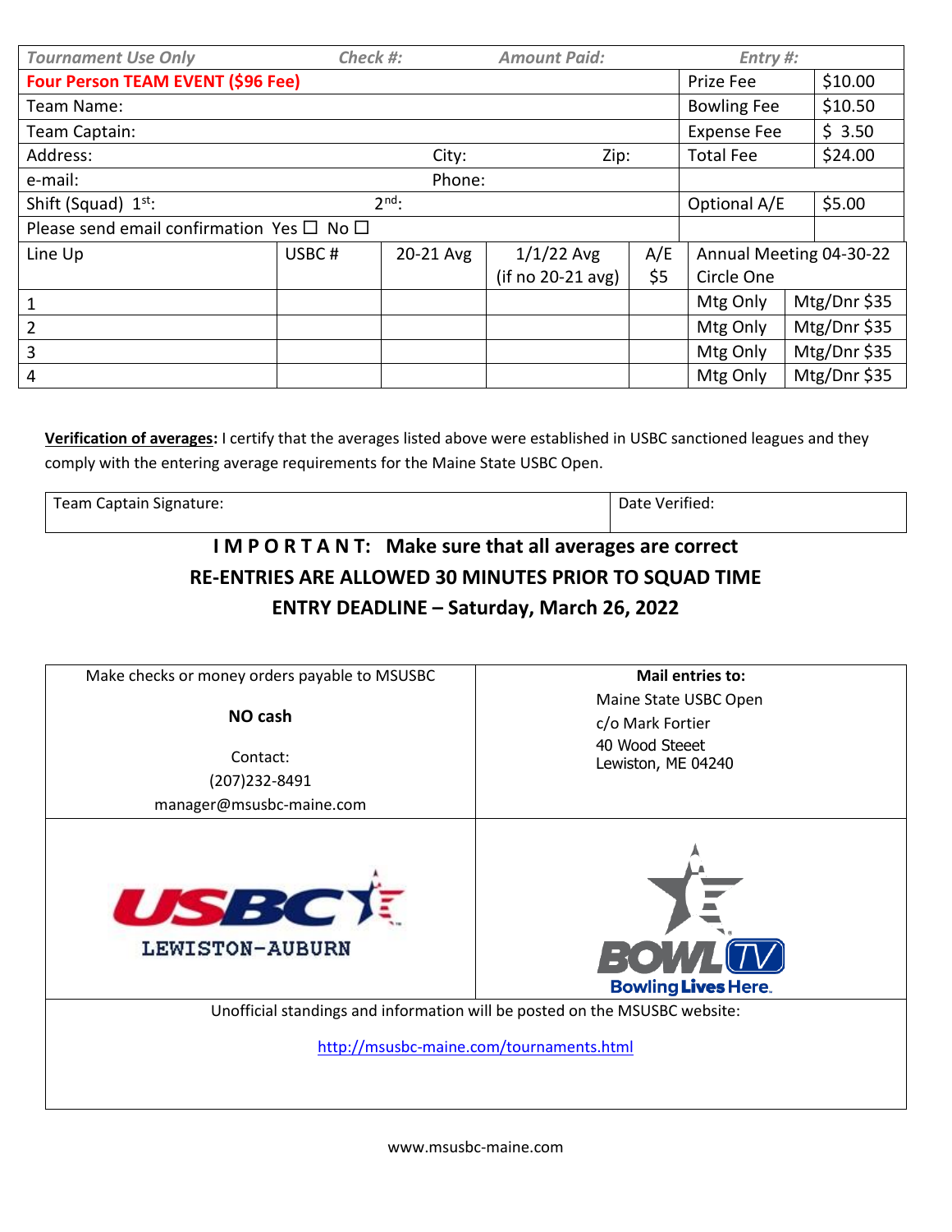| *Tournament Use Only* | *Check #:* | *Amount Paid:* | | | *Entry #:* | |
|---|---|---|---|---|---|---|
| **Four Person TEAM EVENT ($96 Fee)** | | | | | Prize Fee | $10.00 |
| Team Name: | | | | | Bowling Fee | $10.50 |
| Team Captain: | | | | | Expense Fee | $ 3.50 |
| Address: | | City: | | Zip: | Total Fee | $24.00 |
| e-mail: | | Phone: | | | | |
| Shift (Squad) 1st: | | 2nd: | | | Optional A/E | $5.00 |
| Please send email confirmation Yes ☐ No ☐ | | | | | | |

| Line Up | USBC # | 20-21 Avg | 1/1/22 Avg (if no 20-21 avg) | A/E $5 | Annual Meeting 04-30-22 Circle One | |
|---|---|---|---|---|---|---|
| 1 | | | | | Mtg Only | Mtg/Dnr $35 |
| 2 | | | | | Mtg Only | Mtg/Dnr $35 |
| 3 | | | | | Mtg Only | Mtg/Dnr $35 |
| 4 | | | | | Mtg Only | Mtg/Dnr $35 |

**Verification of averages:** I certify that the averages listed above were established in USBC sanctioned leagues and they comply with the entering average requirements for the Maine State USBC Open.

| Team Captain Signature: | Date Verified: |
|---|---|

**I M P O R T A N T: Make sure that all averages are correct**

**RE-ENTRIES ARE ALLOWED 30 MINUTES PRIOR TO SQUAD TIME**

**ENTRY DEADLINE – Saturday, March 26, 2022**

Make checks or money orders payable to MSUSBC

**NO cash**

Contact:
(207)232-8491
manager@msusbc-maine.com

**Mail entries to:**

Maine State USBC Open
c/o Mark Fortier
40 Wood Steeet
Lewiston, ME 04240

USBC LEWISTON-AUBURN

BOWL TV Bowling Lives Here.

Unofficial standings and information will be posted on the MSUSBC website:

http://msusbc-maine.com/tournaments.html

www.msusbc-maine.com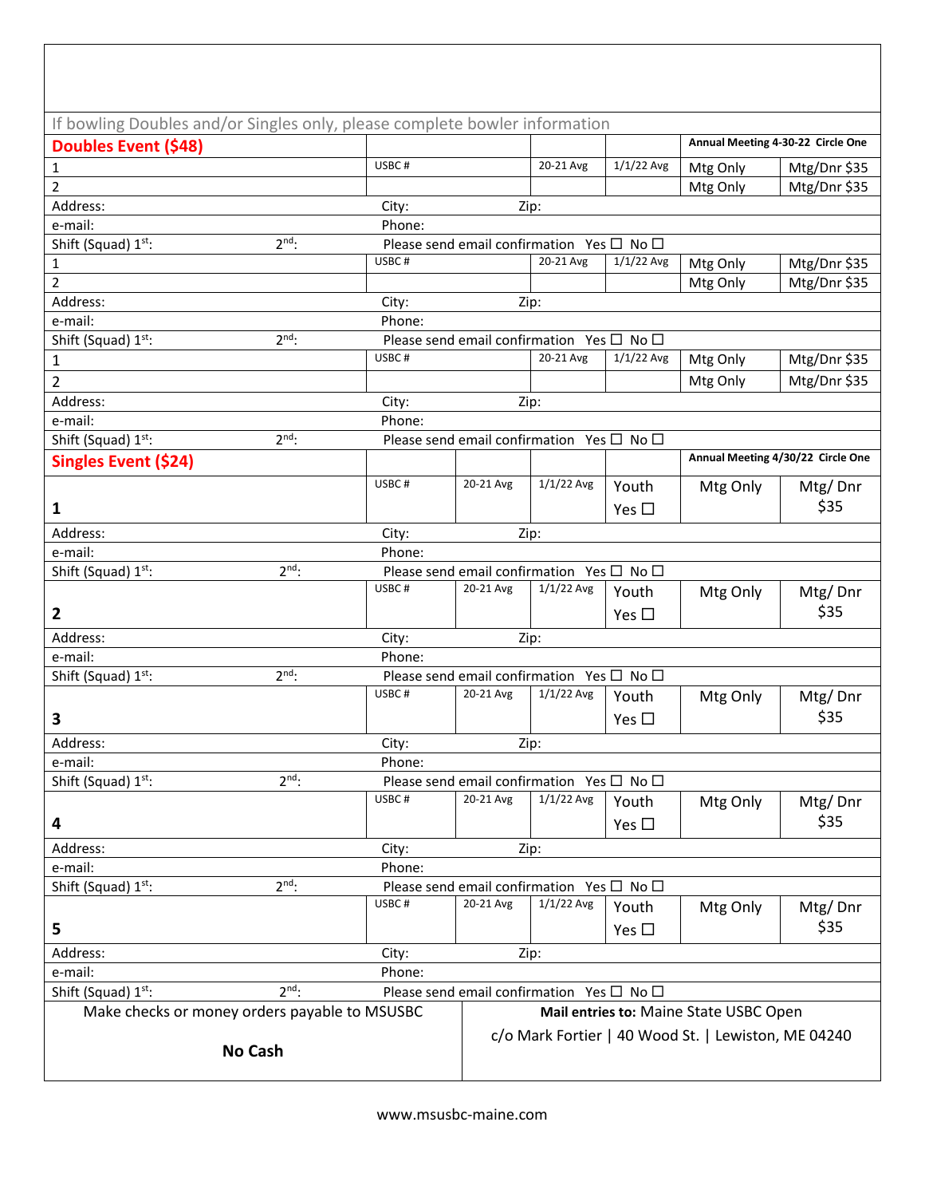If bowling Doubles and/or Singles only, please complete bowler information

| **Doubles Event ($48)** | | | | Annual Meeting 4-30-22 Circle One | |
|---|---|---|---|---|---|
| 1 | USBC # | 20-21 Avg | 1/1/22 Avg | Mtg Only | Mtg/Dnr $35 |
| 2 | | | | Mtg Only | Mtg/Dnr $35 |
| Address: | City: | Zip: | | | |
| e-mail: | Phone: | | | | |
| Shift (Squad) 1st: 2nd: | Please send email confirmation Yes ☐ No ☐ | | | | |
| 1 | USBC # | 20-21 Avg | 1/1/22 Avg | Mtg Only | Mtg/Dnr $35 |
| 2 | | | | Mtg Only | Mtg/Dnr $35 |
| Address: | City: | Zip: | | | |
| e-mail: | Phone: | | | | |
| Shift (Squad) 1st: 2nd: | Please send email confirmation Yes ☐ No ☐ | | | | |
| 1 | USBC # | 20-21 Avg | 1/1/22 Avg | Mtg Only | Mtg/Dnr $35 |
| 2 | | | | Mtg Only | Mtg/Dnr $35 |
| Address: | City: | Zip: | | | |
| e-mail: | Phone: | | | | |
| Shift (Squad) 1st: 2nd: | Please send email confirmation Yes ☐ No ☐ | | | | |

| **Singles Event ($24)** | | | | | Annual Meeting 4/30/22 Circle One | |
|---|---|---|---|---|---|---|
| **1** | USBC # | 20-21 Avg | 1/1/22 Avg | Youth Yes ☐ | Mtg Only | Mtg/ Dnr $35 |
| Address: | City: | Zip: | | | | |
| e-mail: | Phone: | | | | | |
| Shift (Squad) 1st: 2nd: | Please send email confirmation Yes ☐ No ☐ | | | | | |
| **2** | USBC # | 20-21 Avg | 1/1/22 Avg | Youth Yes ☐ | Mtg Only | Mtg/ Dnr $35 |
| Address: | City: | Zip: | | | | |
| e-mail: | Phone: | | | | | |
| Shift (Squad) 1st: 2nd: | Please send email confirmation Yes ☐ No ☐ | | | | | |
| **3** | USBC # | 20-21 Avg | 1/1/22 Avg | Youth Yes ☐ | Mtg Only | Mtg/ Dnr $35 |
| Address: | City: | Zip: | | | | |
| e-mail: | Phone: | | | | | |
| Shift (Squad) 1st: 2nd: | Please send email confirmation Yes ☐ No ☐ | | | | | |
| **4** | USBC # | 20-21 Avg | 1/1/22 Avg | Youth Yes ☐ | Mtg Only | Mtg/ Dnr $35 |
| Address: | City: | Zip: | | | | |
| e-mail: | Phone: | | | | | |
| Shift (Squad) 1st: 2nd: | Please send email confirmation Yes ☐ No ☐ | | | | | |
| **5** | USBC # | 20-21 Avg | 1/1/22 Avg | Youth Yes ☐ | Mtg Only | Mtg/ Dnr $35 |
| Address: | City: | Zip: | | | | |
| e-mail: | Phone: | | | | | |
| Shift (Squad) 1st: 2nd: | Please send email confirmation Yes ☐ No ☐ | | | | | |

| | |
|---|---|
| Make checks or money orders payable to MSUSBC<br><br>**No Cash** | **Mail entries to:** Maine State USBC Open<br>c/o Mark Fortier \| 40 Wood St. \| Lewiston, ME 04240 |

www.msusbc-maine.com